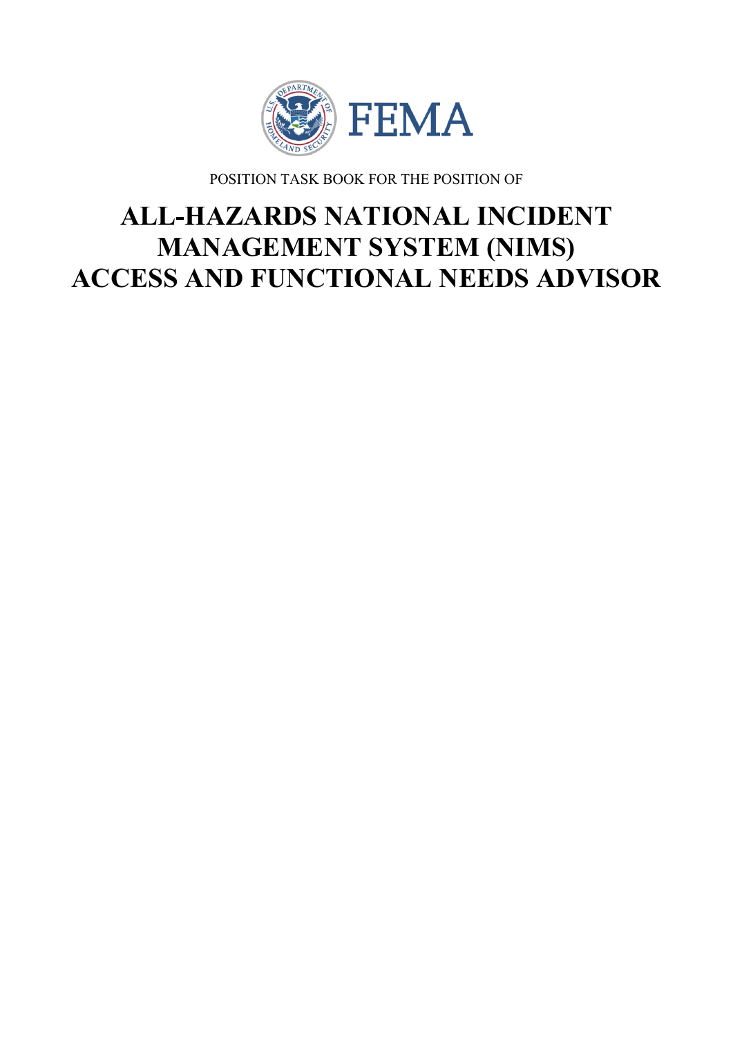FEMA

POSITION TASK BOOK FOR THE POSITION OF

# ALL-HAZARDS NATIONAL INCIDENT MANAGEMENT SYSTEM (NIMS) ACCESS AND FUNCTIONAL NEEDS ADVISOR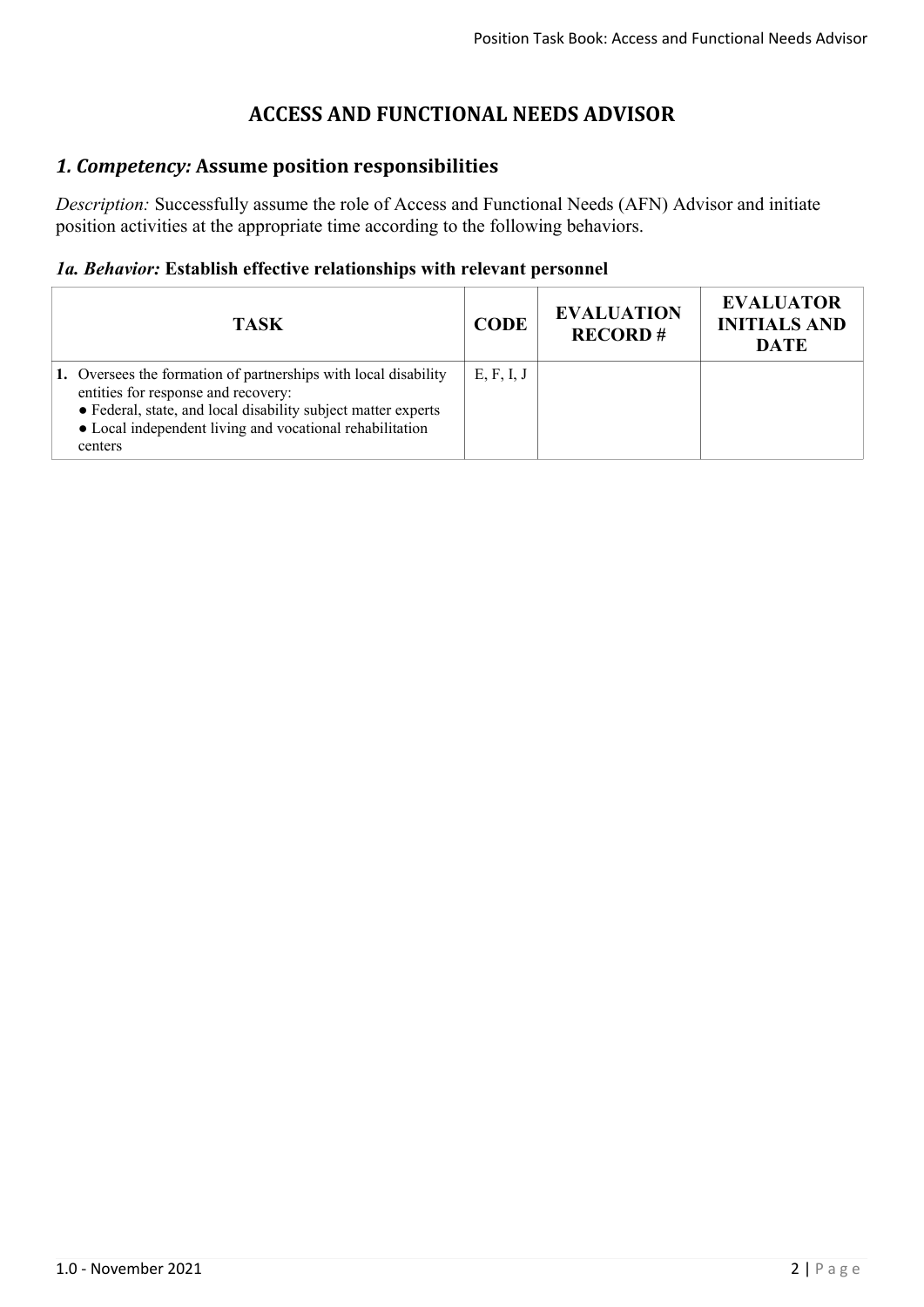# ACCESS AND FUNCTIONAL NEEDS ADVISOR

## *1. Competency:* Assume position responsibilities

*Description:* Successfully assume the role of Access and Functional Needs (AFN) Advisor and initiate position activities at the appropriate time according to the following behaviors.

### *1a. Behavior:* Establish effective relationships with relevant personnel

| TASK | CODE | EVALUATION RECORD # | EVALUATOR INITIALS AND DATE |
|---|---|---|---|
| **1.** Oversees the formation of partnerships with local disability entities for response and recovery:<br>● Federal, state, and local disability subject matter experts<br>● Local independent living and vocational rehabilitation centers | E, F, I, J | | |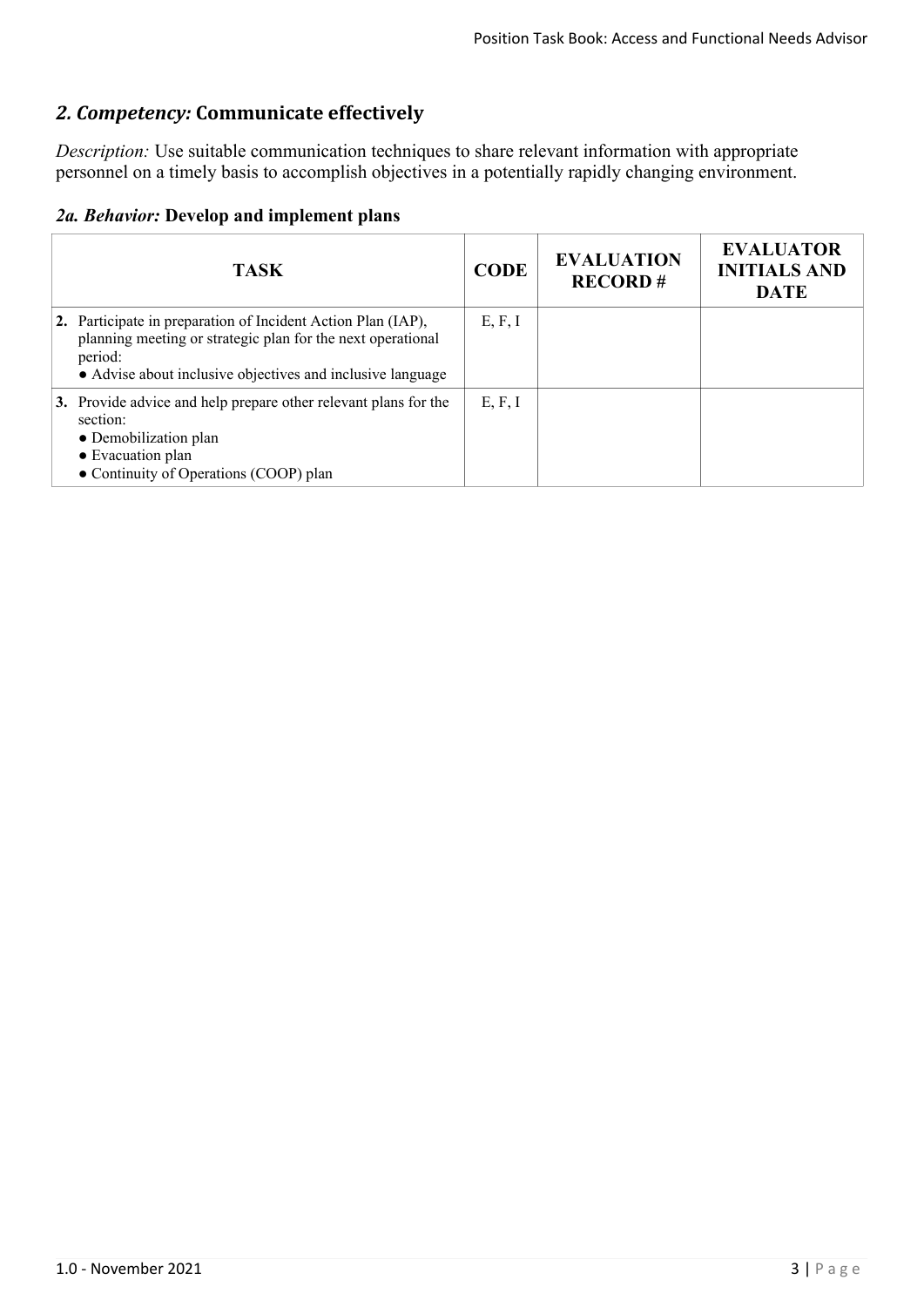## *2. Competency:* Communicate effectively

*Description:* Use suitable communication techniques to share relevant information with appropriate personnel on a timely basis to accomplish objectives in a potentially rapidly changing environment.

### *2a. Behavior:* Develop and implement plans

| TASK | CODE | EVALUATION RECORD # | EVALUATOR INITIALS AND DATE |
|---|---|---|---|
| **2.** Participate in preparation of Incident Action Plan (IAP), planning meeting or strategic plan for the next operational period:<br>● Advise about inclusive objectives and inclusive language | E, F, I | | |
| **3.** Provide advice and help prepare other relevant plans for the section:<br>● Demobilization plan<br>● Evacuation plan<br>● Continuity of Operations (COOP) plan | E, F, I | | |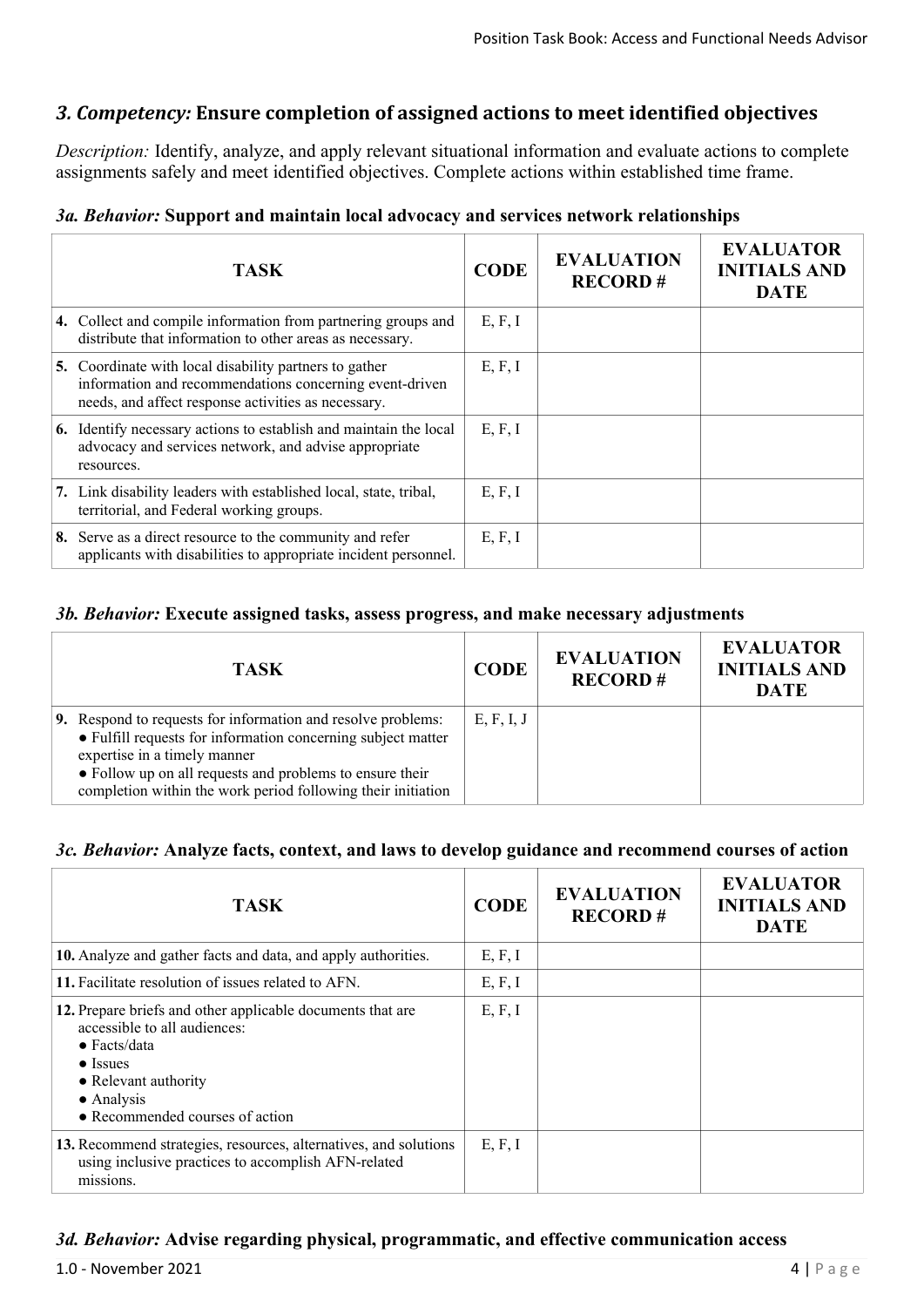## *3. Competency:* Ensure completion of assigned actions to meet identified objectives

*Description:* Identify, analyze, and apply relevant situational information and evaluate actions to complete assignments safely and meet identified objectives. Complete actions within established time frame.

### *3a. Behavior:* Support and maintain local advocacy and services network relationships

| TASK | CODE | EVALUATION RECORD # | EVALUATOR INITIALS AND DATE |
|---|---|---|---|
| **4.** Collect and compile information from partnering groups and distribute that information to other areas as necessary. | E, F, I | | |
| **5.** Coordinate with local disability partners to gather information and recommendations concerning event-driven needs, and affect response activities as necessary. | E, F, I | | |
| **6.** Identify necessary actions to establish and maintain the local advocacy and services network, and advise appropriate resources. | E, F, I | | |
| **7.** Link disability leaders with established local, state, tribal, territorial, and Federal working groups. | E, F, I | | |
| **8.** Serve as a direct resource to the community and refer applicants with disabilities to appropriate incident personnel. | E, F, I | | |

### *3b. Behavior:* Execute assigned tasks, assess progress, and make necessary adjustments

| TASK | CODE | EVALUATION RECORD # | EVALUATOR INITIALS AND DATE |
|---|---|---|---|
| **9.** Respond to requests for information and resolve problems: <br>● Fulfill requests for information concerning subject matter expertise in a timely manner <br>● Follow up on all requests and problems to ensure their completion within the work period following their initiation | E, F, I, J | | |

### *3c. Behavior:* Analyze facts, context, and laws to develop guidance and recommend courses of action

| TASK | CODE | EVALUATION RECORD # | EVALUATOR INITIALS AND DATE |
|---|---|---|---|
| **10.** Analyze and gather facts and data, and apply authorities. | E, F, I | | |
| **11.** Facilitate resolution of issues related to AFN. | E, F, I | | |
| **12.** Prepare briefs and other applicable documents that are accessible to all audiences: <br>● Facts/data <br>● Issues <br>● Relevant authority <br>● Analysis <br>● Recommended courses of action | E, F, I | | |
| **13.** Recommend strategies, resources, alternatives, and solutions using inclusive practices to accomplish AFN-related missions. | E, F, I | | |

### *3d. Behavior:* Advise regarding physical, programmatic, and effective communication access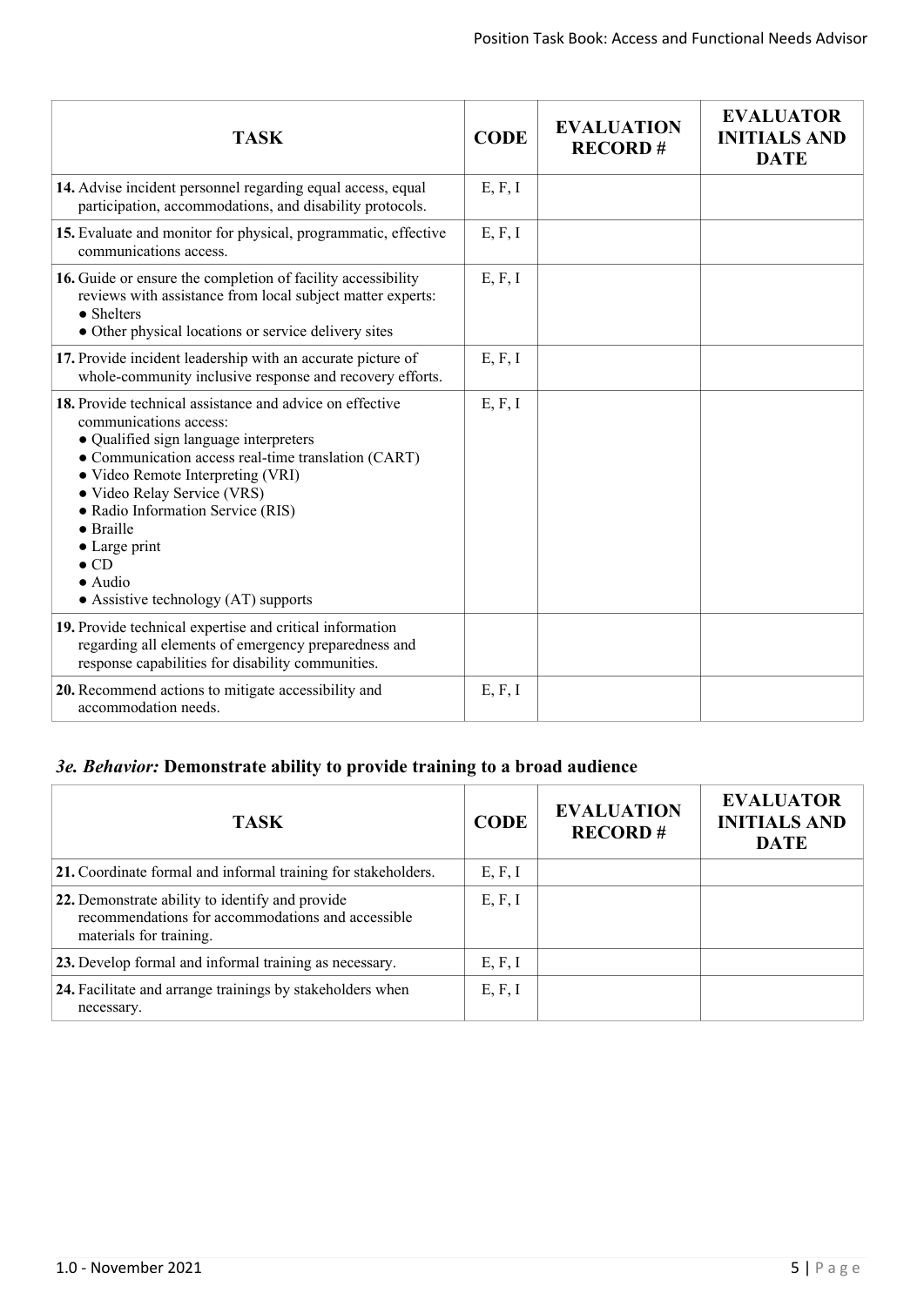| TASK | CODE | EVALUATION RECORD # | EVALUATOR INITIALS AND DATE |
|---|---|---|---|
| **14.** Advise incident personnel regarding equal access, equal participation, accommodations, and disability protocols. | E, F, I | | |
| **15.** Evaluate and monitor for physical, programmatic, effective communications access. | E, F, I | | |
| **16.** Guide or ensure the completion of facility accessibility reviews with assistance from local subject matter experts:<br>● Shelters<br>● Other physical locations or service delivery sites | E, F, I | | |
| **17.** Provide incident leadership with an accurate picture of whole-community inclusive response and recovery efforts. | E, F, I | | |
| **18.** Provide technical assistance and advice on effective communications access:<br>● Qualified sign language interpreters<br>● Communication access real-time translation (CART)<br>● Video Remote Interpreting (VRI)<br>● Video Relay Service (VRS)<br>● Radio Information Service (RIS)<br>● Braille<br>● Large print<br>● CD<br>● Audio<br>● Assistive technology (AT) supports | E, F, I | | |
| **19.** Provide technical expertise and critical information regarding all elements of emergency preparedness and response capabilities for disability communities. | | | |
| **20.** Recommend actions to mitigate accessibility and accommodation needs. | E, F, I | | |

### *3e. Behavior:* Demonstrate ability to provide training to a broad audience

| TASK | CODE | EVALUATION RECORD # | EVALUATOR INITIALS AND DATE |
|---|---|---|---|
| **21.** Coordinate formal and informal training for stakeholders. | E, F, I | | |
| **22.** Demonstrate ability to identify and provide recommendations for accommodations and accessible materials for training. | E, F, I | | |
| **23.** Develop formal and informal training as necessary. | E, F, I | | |
| **24.** Facilitate and arrange trainings by stakeholders when necessary. | E, F, I | | |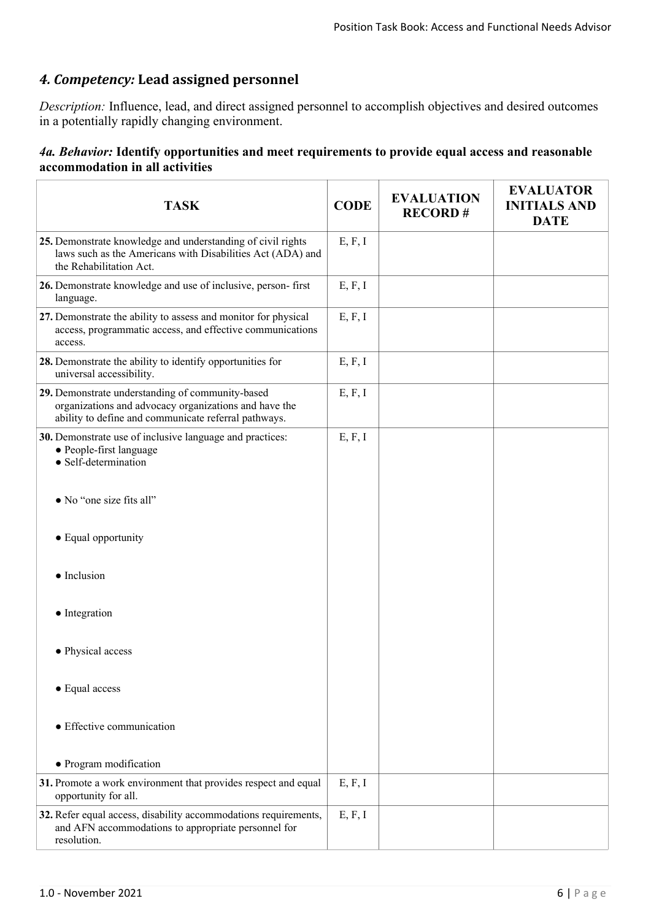## *4. Competency:* Lead assigned personnel

*Description:* Influence, lead, and direct assigned personnel to accomplish objectives and desired outcomes in a potentially rapidly changing environment.

### *4a. Behavior:* Identify opportunities and meet requirements to provide equal access and reasonable accommodation in all activities

| TASK | CODE | EVALUATION RECORD # | EVALUATOR INITIALS AND DATE |
|---|---|---|---|
| **25.** Demonstrate knowledge and understanding of civil rights laws such as the Americans with Disabilities Act (ADA) and the Rehabilitation Act. | E, F, I | | |
| **26.** Demonstrate knowledge and use of inclusive, person- first language. | E, F, I | | |
| **27.** Demonstrate the ability to assess and monitor for physical access, programmatic access, and effective communications access. | E, F, I | | |
| **28.** Demonstrate the ability to identify opportunities for universal accessibility. | E, F, I | | |
| **29.** Demonstrate understanding of community-based organizations and advocacy organizations and have the ability to define and communicate referral pathways. | E, F, I | | |
| **30.** Demonstrate use of inclusive language and practices: ● People-first language ● Self-determination ● No "one size fits all" ● Equal opportunity ● Inclusion ● Integration ● Physical access ● Equal access ● Effective communication ● Program modification | E, F, I | | |
| **31.** Promote a work environment that provides respect and equal opportunity for all. | E, F, I | | |
| **32.** Refer equal access, disability accommodations requirements, and AFN accommodations to appropriate personnel for resolution. | E, F, I | | |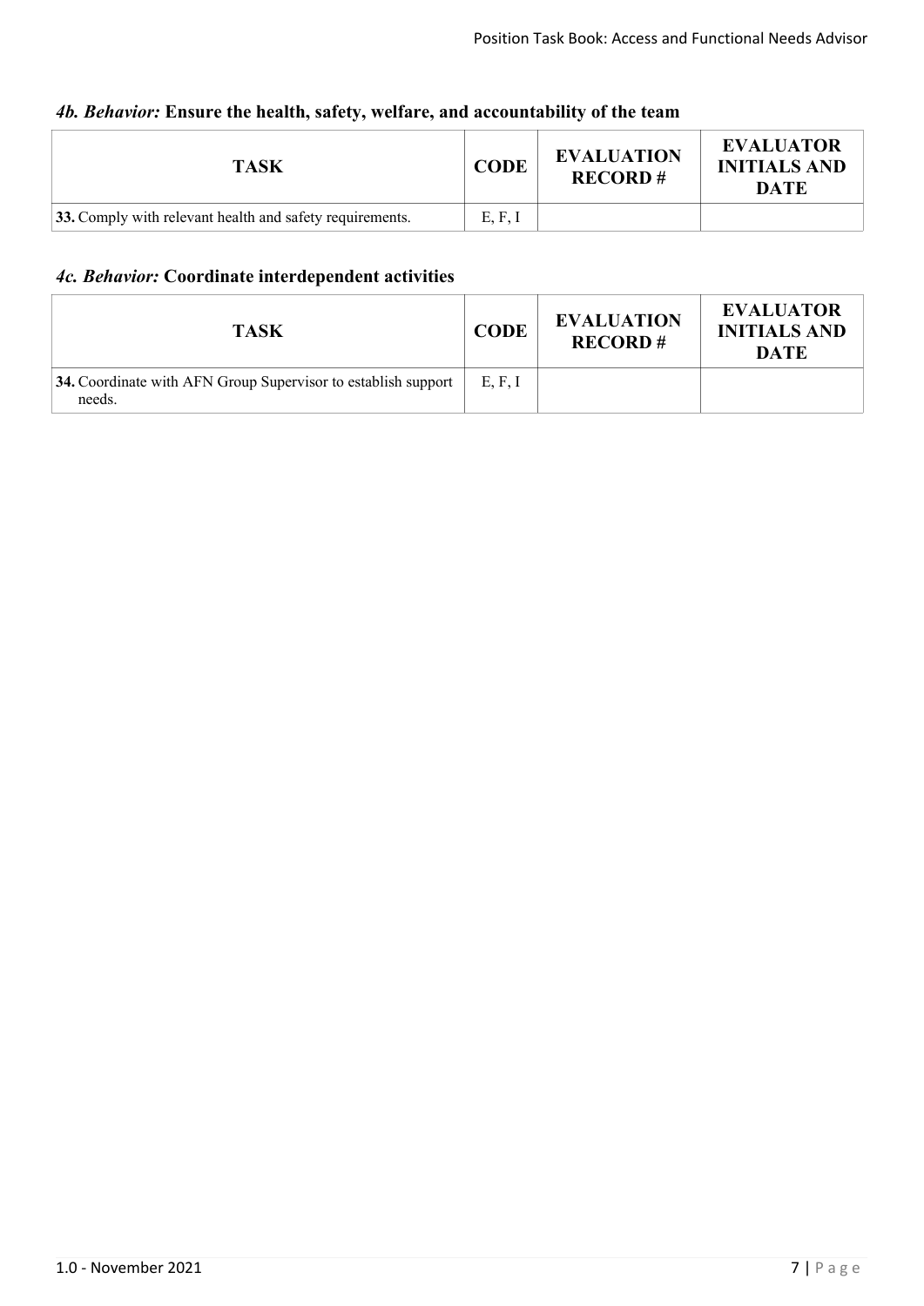### *4b. Behavior:* **Ensure the health, safety, welfare, and accountability of the team**

| TASK | CODE | EVALUATION RECORD # | EVALUATOR INITIALS AND DATE |
|---|---|---|---|
| **33.** Comply with relevant health and safety requirements. | E, F, I | | |

### *4c. Behavior:* **Coordinate interdependent activities**

| TASK | CODE | EVALUATION RECORD # | EVALUATOR INITIALS AND DATE |
|---|---|---|---|
| **34.** Coordinate with AFN Group Supervisor to establish support needs. | E, F, I | | |